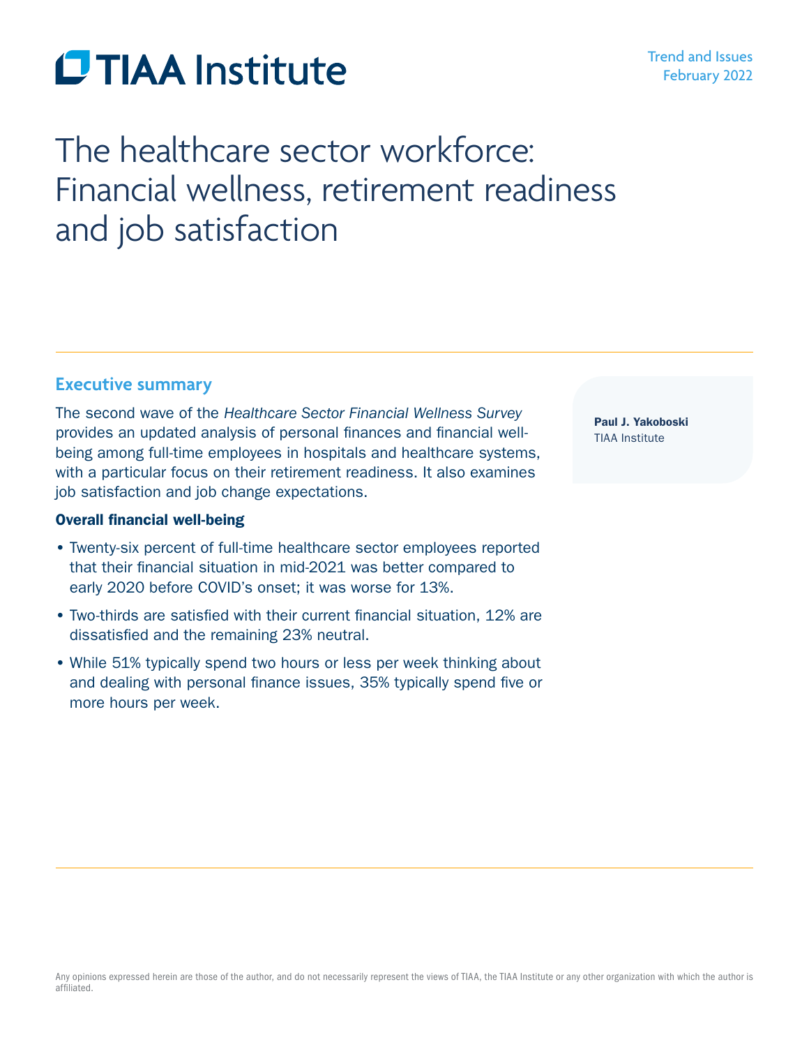TIAA Institute

Trend and Issues
February 2022

# The healthcare sector workforce: Financial wellness, retirement readiness and job satisfaction

**Paul J. Yakoboski**
TIAA Institute

## Executive summary

The second wave of the *Healthcare Sector Financial Wellness Survey* provides an updated analysis of personal finances and financial well-being among full-time employees in hospitals and healthcare systems, with a particular focus on their retirement readiness. It also examines job satisfaction and job change expectations.

### Overall financial well-being

- Twenty-six percent of full-time healthcare sector employees reported that their financial situation in mid-2021 was better compared to early 2020 before COVID's onset; it was worse for 13%.
- Two-thirds are satisfied with their current financial situation, 12% are dissatisfied and the remaining 23% neutral.
- While 51% typically spend two hours or less per week thinking about and dealing with personal finance issues, 35% typically spend five or more hours per week.

Any opinions expressed herein are those of the author, and do not necessarily represent the views of TIAA, the TIAA Institute or any other organization with which the author is affiliated.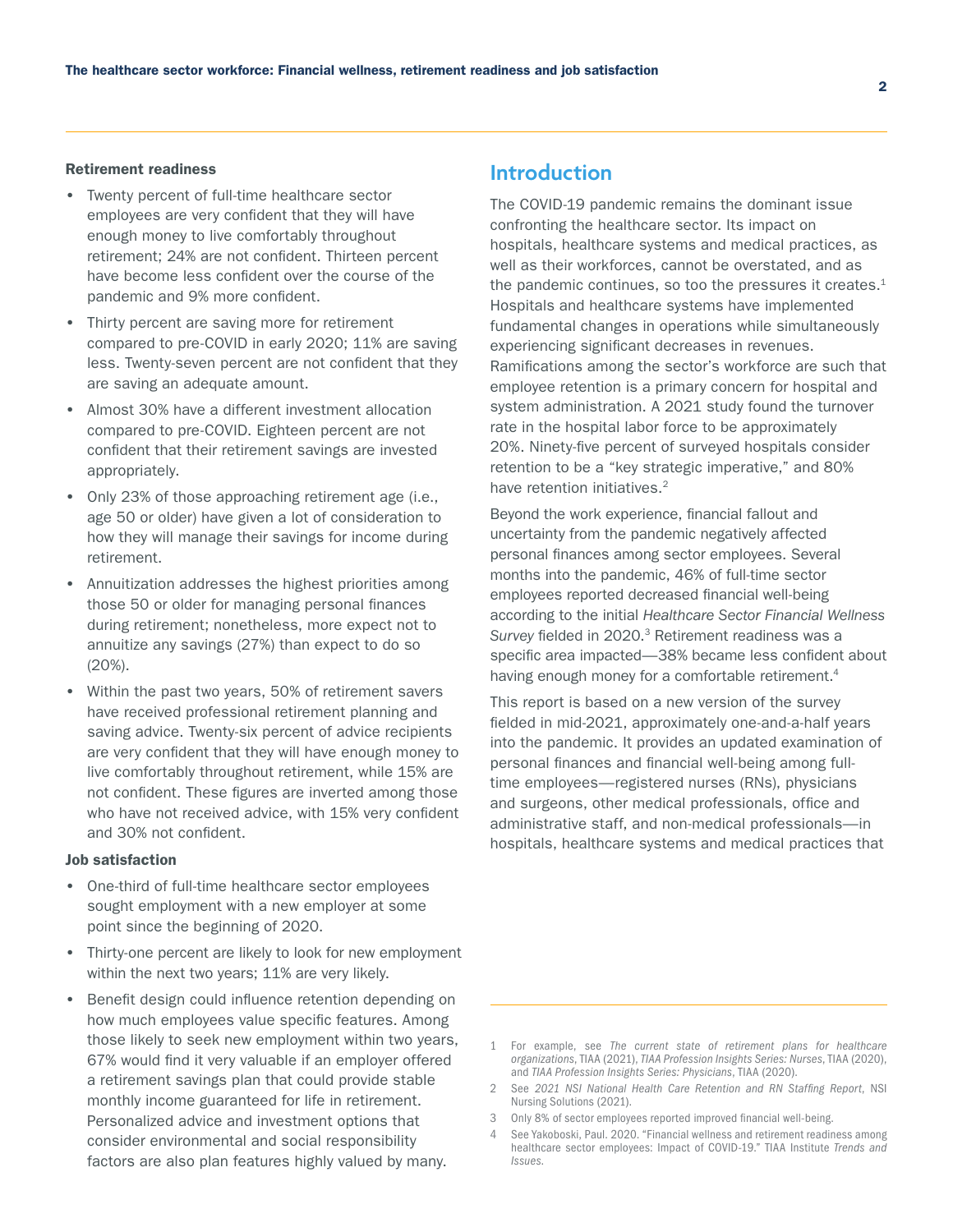**Retirement readiness**

- Twenty percent of full-time healthcare sector employees are very confident that they will have enough money to live comfortably throughout retirement; 24% are not confident. Thirteen percent have become less confident over the course of the pandemic and 9% more confident.
- Thirty percent are saving more for retirement compared to pre-COVID in early 2020; 11% are saving less. Twenty-seven percent are not confident that they are saving an adequate amount.
- Almost 30% have a different investment allocation compared to pre-COVID. Eighteen percent are not confident that their retirement savings are invested appropriately.
- Only 23% of those approaching retirement age (i.e., age 50 or older) have given a lot of consideration to how they will manage their savings for income during retirement.
- Annuitization addresses the highest priorities among those 50 or older for managing personal finances during retirement; nonetheless, more expect not to annuitize any savings (27%) than expect to do so (20%).
- Within the past two years, 50% of retirement savers have received professional retirement planning and saving advice. Twenty-six percent of advice recipients are very confident that they will have enough money to live comfortably throughout retirement, while 15% are not confident. These figures are inverted among those who have not received advice, with 15% very confident and 30% not confident.

**Job satisfaction**

- One-third of full-time healthcare sector employees sought employment with a new employer at some point since the beginning of 2020.
- Thirty-one percent are likely to look for new employment within the next two years; 11% are very likely.
- Benefit design could influence retention depending on how much employees value specific features. Among those likely to seek new employment within two years, 67% would find it very valuable if an employer offered a retirement savings plan that could provide stable monthly income guaranteed for life in retirement. Personalized advice and investment options that consider environmental and social responsibility factors are also plan features highly valued by many.

## Introduction

The COVID-19 pandemic remains the dominant issue confronting the healthcare sector. Its impact on hospitals, healthcare systems and medical practices, as well as their workforces, cannot be overstated, and as the pandemic continues, so too the pressures it creates.[1] Hospitals and healthcare systems have implemented fundamental changes in operations while simultaneously experiencing significant decreases in revenues. Ramifications among the sector's workforce are such that employee retention is a primary concern for hospital and system administration. A 2021 study found the turnover rate in the hospital labor force to be approximately 20%. Ninety-five percent of surveyed hospitals consider retention to be a "key strategic imperative," and 80% have retention initiatives.[2]

Beyond the work experience, financial fallout and uncertainty from the pandemic negatively affected personal finances among sector employees. Several months into the pandemic, 46% of full-time sector employees reported decreased financial well-being according to the initial *Healthcare Sector Financial Wellness Survey* fielded in 2020.[3] Retirement readiness was a specific area impacted—38% became less confident about having enough money for a comfortable retirement.[4]

This report is based on a new version of the survey fielded in mid-2021, approximately one-and-a-half years into the pandemic. It provides an updated examination of personal finances and financial well-being among full-time employees—registered nurses (RNs), physicians and surgeons, other medical professionals, office and administrative staff, and non-medical professionals—in hospitals, healthcare systems and medical practices that

---

1 For example, see *The current state of retirement plans for healthcare organizations*, TIAA (2021), *TIAA Profession Insights Series: Nurses*, TIAA (2020), and *TIAA Profession Insights Series: Physicians*, TIAA (2020).

2 See *2021 NSI National Health Care Retention and RN Staffing Report*, NSI Nursing Solutions (2021).

3 Only 8% of sector employees reported improved financial well-being.

4 See Yakoboski, Paul. 2020. "Financial wellness and retirement readiness among healthcare sector employees: Impact of COVID-19." TIAA Institute *Trends and Issues*.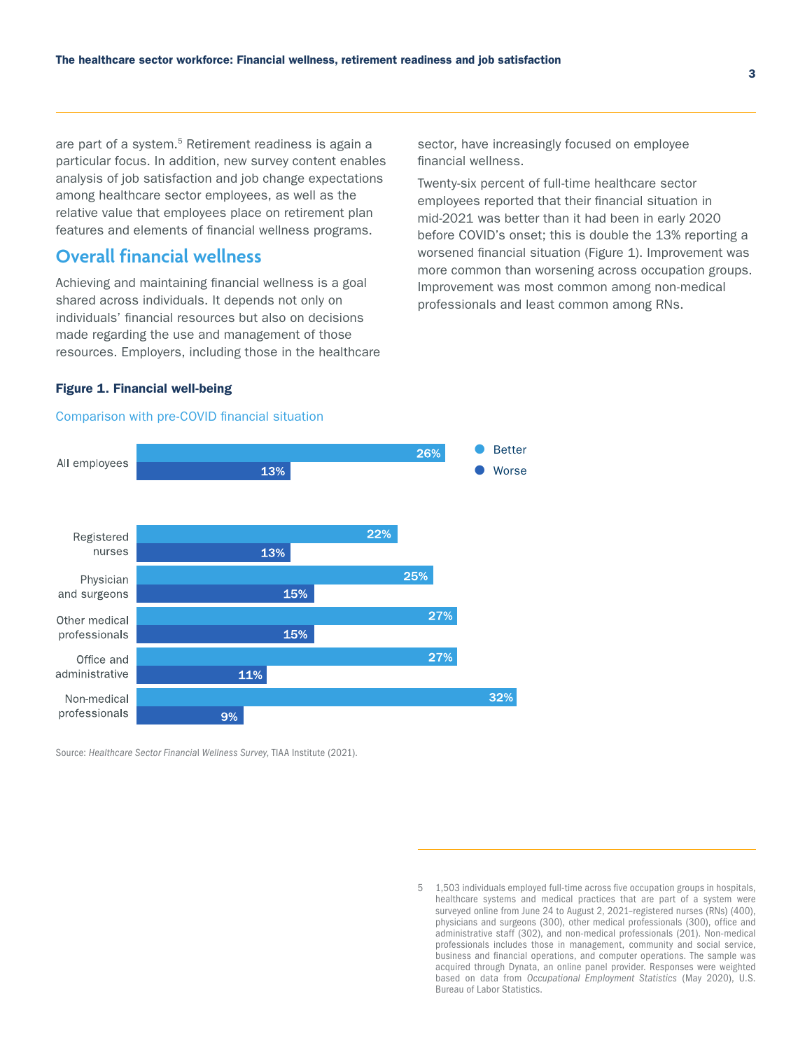are part of a system.[5] Retirement readiness is again a particular focus. In addition, new survey content enables analysis of job satisfaction and job change expectations among healthcare sector employees, as well as the relative value that employees place on retirement plan features and elements of financial wellness programs.

## Overall financial wellness

Achieving and maintaining financial wellness is a goal shared across individuals. It depends not only on individuals' financial resources but also on decisions made regarding the use and management of those resources. Employers, including those in the healthcare sector, have increasingly focused on employee financial wellness.

Twenty-six percent of full-time healthcare sector employees reported that their financial situation in mid-2021 was better than it had been in early 2020 before COVID's onset; this is double the 13% reporting a worsened financial situation (Figure 1). Improvement was more common than worsening across occupation groups. Improvement was most common among non-medical professionals and least common among RNs.

**Figure 1. Financial well-being**

Comparison with pre-COVID financial situation

| | Better | Worse |
|---|---|---|
| All employees | 26% | 13% |
| Registered nurses | 22% | 13% |
| Physician and surgeons | 25% | 15% |
| Other medical professionals | 27% | 15% |
| Office and administrative | 27% | 11% |
| Non-medical professionals | 32% | 9% |

Source: *Healthcare Sector Financial Wellness Survey*, TIAA Institute (2021).

5 1,503 individuals employed full-time across five occupation groups in hospitals, healthcare systems and medical practices that are part of a system were surveyed online from June 24 to August 2, 2021–registered nurses (RNs) (400), physicians and surgeons (300), other medical professionals (300), office and administrative staff (302), and non-medical professionals (201). Non-medical professionals includes those in management, community and social service, business and financial operations, and computer operations. The sample was acquired through Dynata, an online panel provider. Responses were weighted based on data from *Occupational Employment Statistics* (May 2020), U.S. Bureau of Labor Statistics.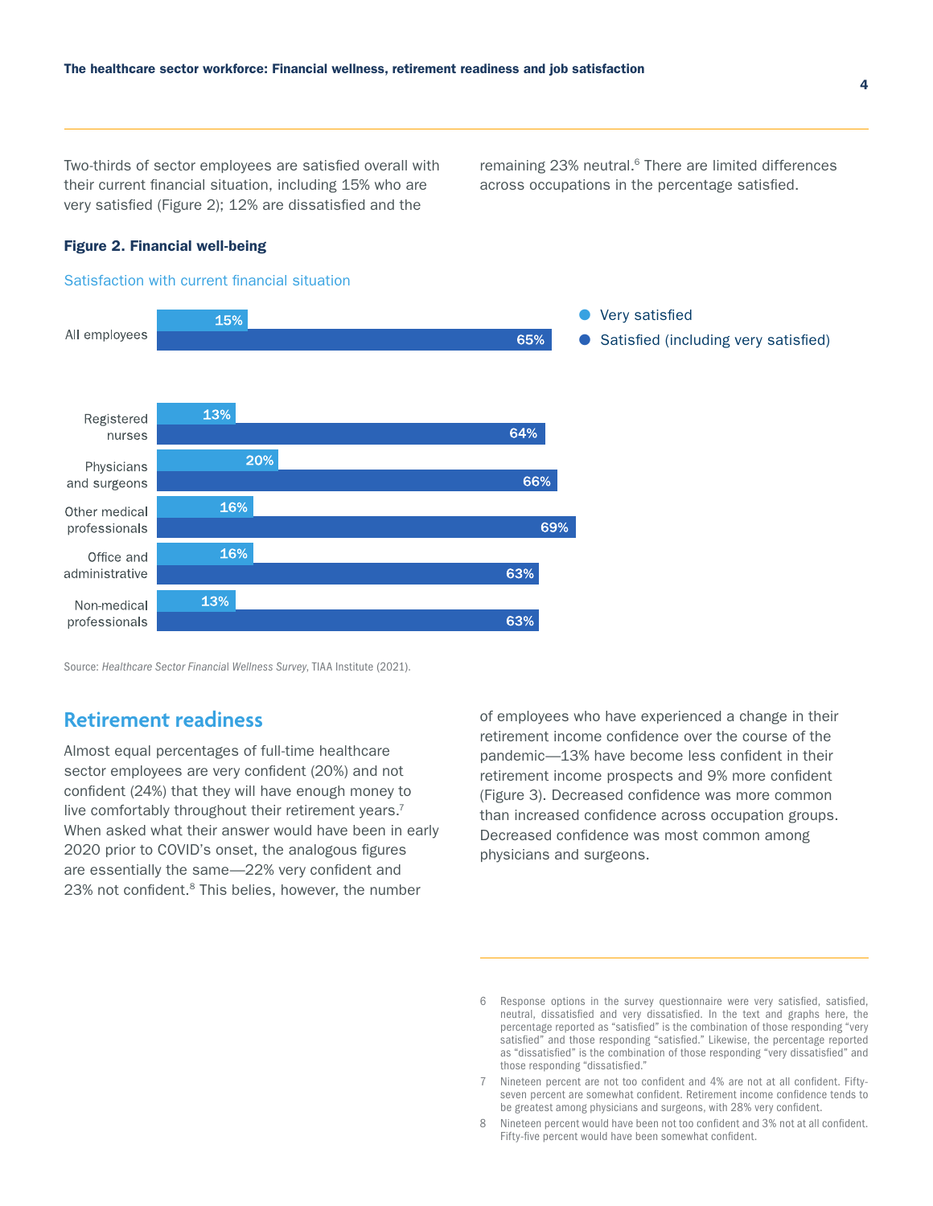Two-thirds of sector employees are satisfied overall with their current financial situation, including 15% who are very satisfied (Figure 2); 12% are dissatisfied and the remaining 23% neutral.[6] There are limited differences across occupations in the percentage satisfied.

**Figure 2. Financial well-being**

Satisfaction with current financial situation

| | Very satisfied | Satisfied (including very satisfied) |
|---|---|---|
| All employees | 15% | 65% |
| Registered nurses | 13% | 64% |
| Physicians and surgeons | 20% | 66% |
| Other medical professionals | 16% | 69% |
| Office and administrative | 16% | 63% |
| Non-medical professionals | 13% | 63% |

Source: *Healthcare Sector Financial Wellness Survey*, TIAA Institute (2021).

## Retirement readiness

Almost equal percentages of full-time healthcare sector employees are very confident (20%) and not confident (24%) that they will have enough money to live comfortably throughout their retirement years.[7] When asked what their answer would have been in early 2020 prior to COVID's onset, the analogous figures are essentially the same—22% very confident and 23% not confident.[8] This belies, however, the number of employees who have experienced a change in their retirement income confidence over the course of the pandemic—13% have become less confident in their retirement income prospects and 9% more confident (Figure 3). Decreased confidence was more common than increased confidence across occupation groups. Decreased confidence was most common among physicians and surgeons.

---

6 Response options in the survey questionnaire were very satisfied, satisfied, neutral, dissatisfied and very dissatisfied. In the text and graphs here, the percentage reported as "satisfied" is the combination of those responding "very satisfied" and those responding "satisfied." Likewise, the percentage reported as "dissatisfied" is the combination of those responding "very dissatisfied" and those responding "dissatisfied."

7 Nineteen percent are not too confident and 4% are not at all confident. Fifty-seven percent are somewhat confident. Retirement income confidence tends to be greatest among physicians and surgeons, with 28% very confident.

8 Nineteen percent would have been not too confident and 3% not at all confident. Fifty-five percent would have been somewhat confident.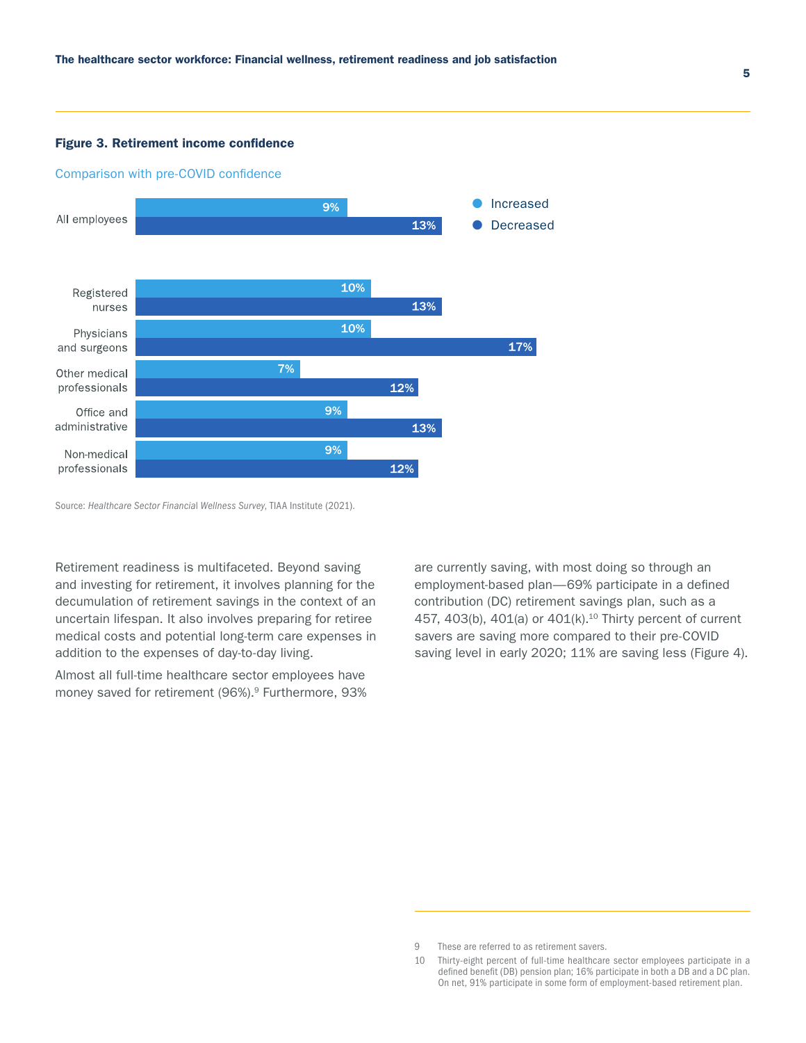**Figure 3. Retirement income confidence**

Comparison with pre-COVID confidence

| | Increased | Decreased |
|---|---|---|
| All employees | 9% | 13% |
| Registered nurses | 10% | 13% |
| Physicians and surgeons | 10% | 17% |
| Other medical professionals | 7% | 12% |
| Office and administrative | 9% | 13% |
| Non-medical professionals | 9% | 12% |

Source: *Healthcare Sector Financial Wellness Survey*, TIAA Institute (2021).

Retirement readiness is multifaceted. Beyond saving and investing for retirement, it involves planning for the decumulation of retirement savings in the context of an uncertain lifespan. It also involves preparing for retiree medical costs and potential long-term care expenses in addition to the expenses of day-to-day living.

Almost all full-time healthcare sector employees have money saved for retirement (96%).[9] Furthermore, 93% are currently saving, with most doing so through an employment-based plan—69% participate in a defined contribution (DC) retirement savings plan, such as a 457, 403(b), 401(a) or 401(k).[10] Thirty percent of current savers are saving more compared to their pre-COVID saving level in early 2020; 11% are saving less (Figure 4).

---

9 These are referred to as retirement savers.

10 Thirty-eight percent of full-time healthcare sector employees participate in a defined benefit (DB) pension plan; 16% participate in both a DB and a DC plan. On net, 91% participate in some form of employment-based retirement plan.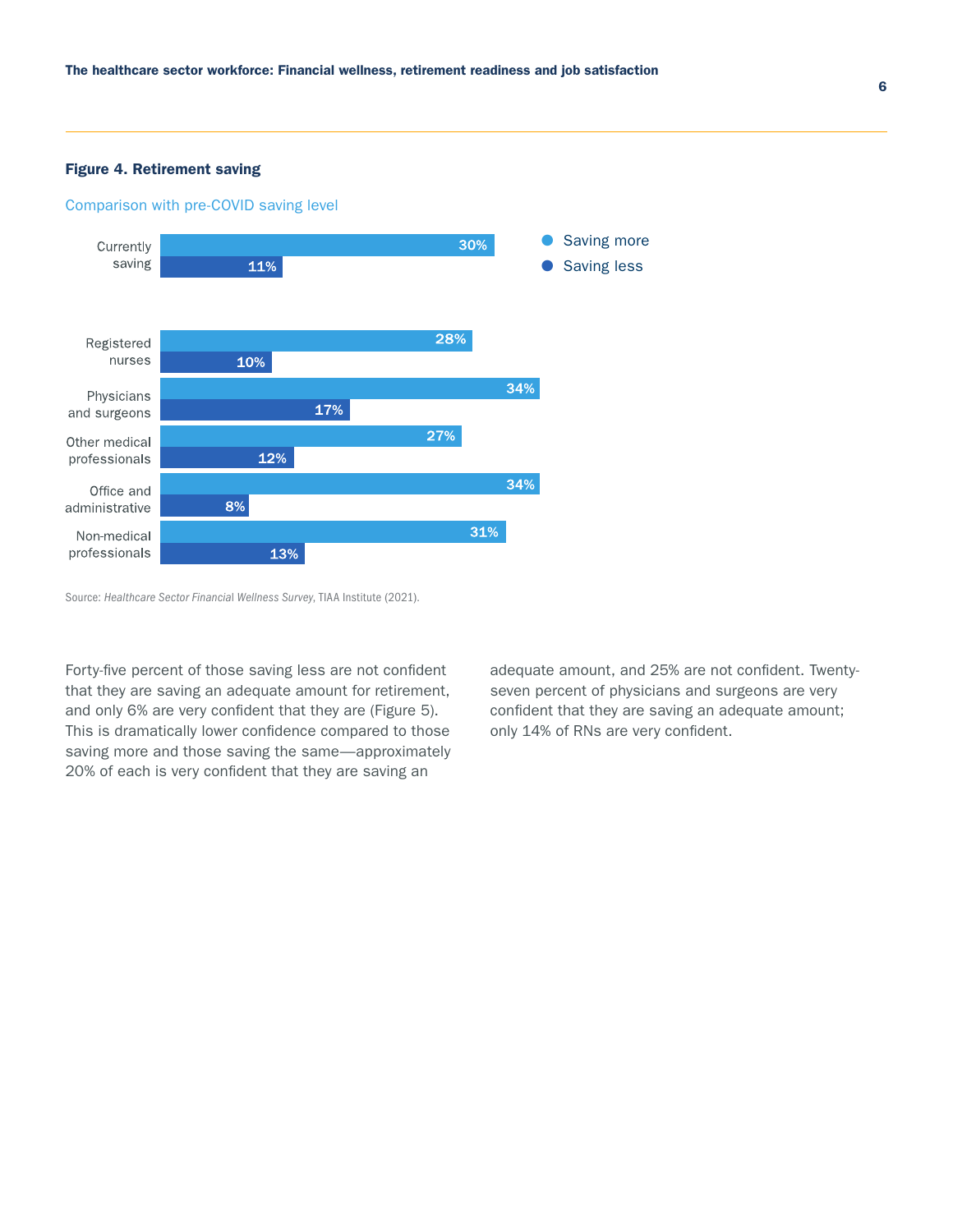**Figure 4. Retirement saving**

Comparison with pre-COVID saving level

| | Saving more | Saving less |
|---|---|---|
| Currently saving | 30% | 11% |
| Registered nurses | 28% | 10% |
| Physicians and surgeons | 34% | 17% |
| Other medical professionals | 27% | 12% |
| Office and administrative | 34% | 8% |
| Non-medical professionals | 31% | 13% |

Source: *Healthcare Sector Financial Wellness Survey*, TIAA Institute (2021).

Forty-five percent of those saving less are not confident that they are saving an adequate amount for retirement, and only 6% are very confident that they are (Figure 5). This is dramatically lower confidence compared to those saving more and those saving the same—approximately 20% of each is very confident that they are saving an adequate amount, and 25% are not confident. Twenty-seven percent of physicians and surgeons are very confident that they are saving an adequate amount; only 14% of RNs are very confident.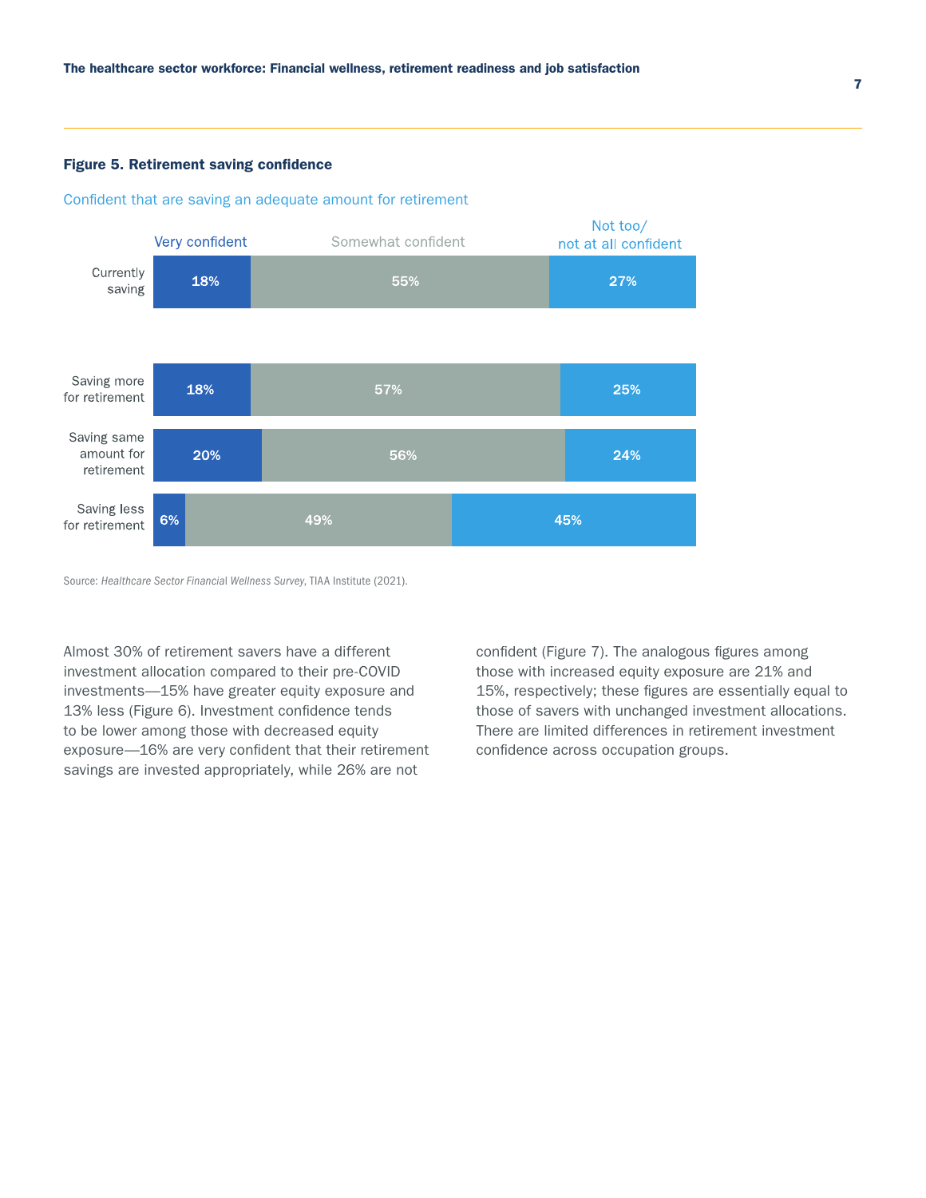**Figure 5. Retirement saving confidence**

Confident that are saving an adequate amount for retirement

| | Very confident | Somewhat confident | Not too/ not at all confident |
|---|---|---|---|
| Currently saving | 18% | 55% | 27% |
| Saving more for retirement | 18% | 57% | 25% |
| Saving same amount for retirement | 20% | 56% | 24% |
| Saving less for retirement | 6% | 49% | 45% |

Source: *Healthcare Sector Financial Wellness Survey*, TIAA Institute (2021).

Almost 30% of retirement savers have a different investment allocation compared to their pre-COVID investments—15% have greater equity exposure and 13% less (Figure 6). Investment confidence tends to be lower among those with decreased equity exposure—16% are very confident that their retirement savings are invested appropriately, while 26% are not confident (Figure 7). The analogous figures among those with increased equity exposure are 21% and 15%, respectively; these figures are essentially equal to those of savers with unchanged investment allocations. There are limited differences in retirement investment confidence across occupation groups.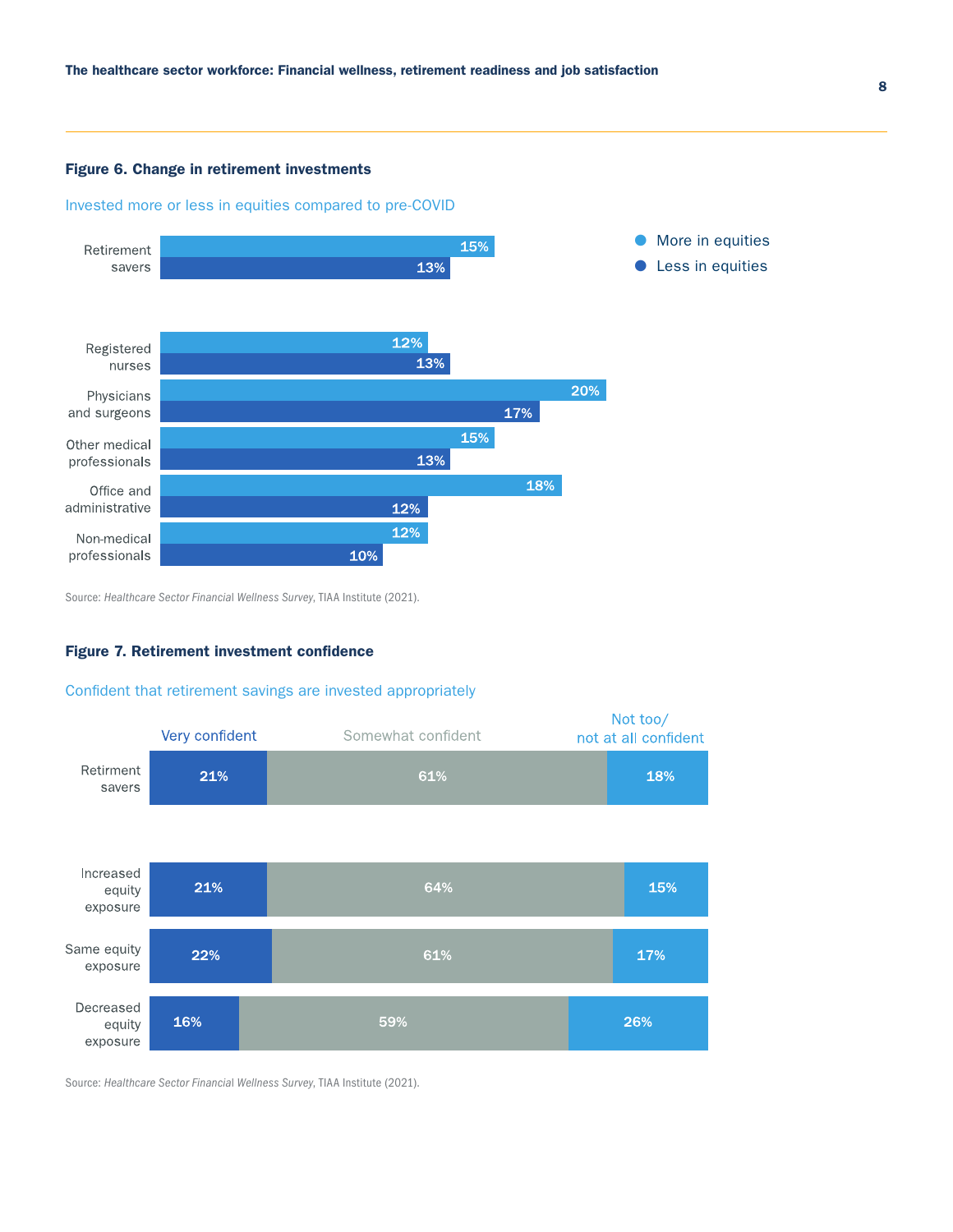**Figure 6. Change in retirement investments**

Invested more or less in equities compared to pre-COVID

| | More in equities | Less in equities |
|---|---|---|
| Retirement savers | 15% | 13% |
| Registered nurses | 12% | 13% |
| Physicians and surgeons | 20% | 17% |
| Other medical professionals | 15% | 13% |
| Office and administrative | 18% | 12% |
| Non-medical professionals | 12% | 10% |

Source: *Healthcare Sector Financial Wellness Survey*, TIAA Institute (2021).

**Figure 7. Retirement investment confidence**

Confident that retirement savings are invested appropriately

| | Very confident | Somewhat confident | Not too/ not at all confident |
|---|---|---|---|
| Retirment savers | 21% | 61% | 18% |
| Increased equity exposure | 21% | 64% | 15% |
| Same equity exposure | 22% | 61% | 17% |
| Decreased equity exposure | 16% | 59% | 26% |

Source: *Healthcare Sector Financial Wellness Survey*, TIAA Institute (2021).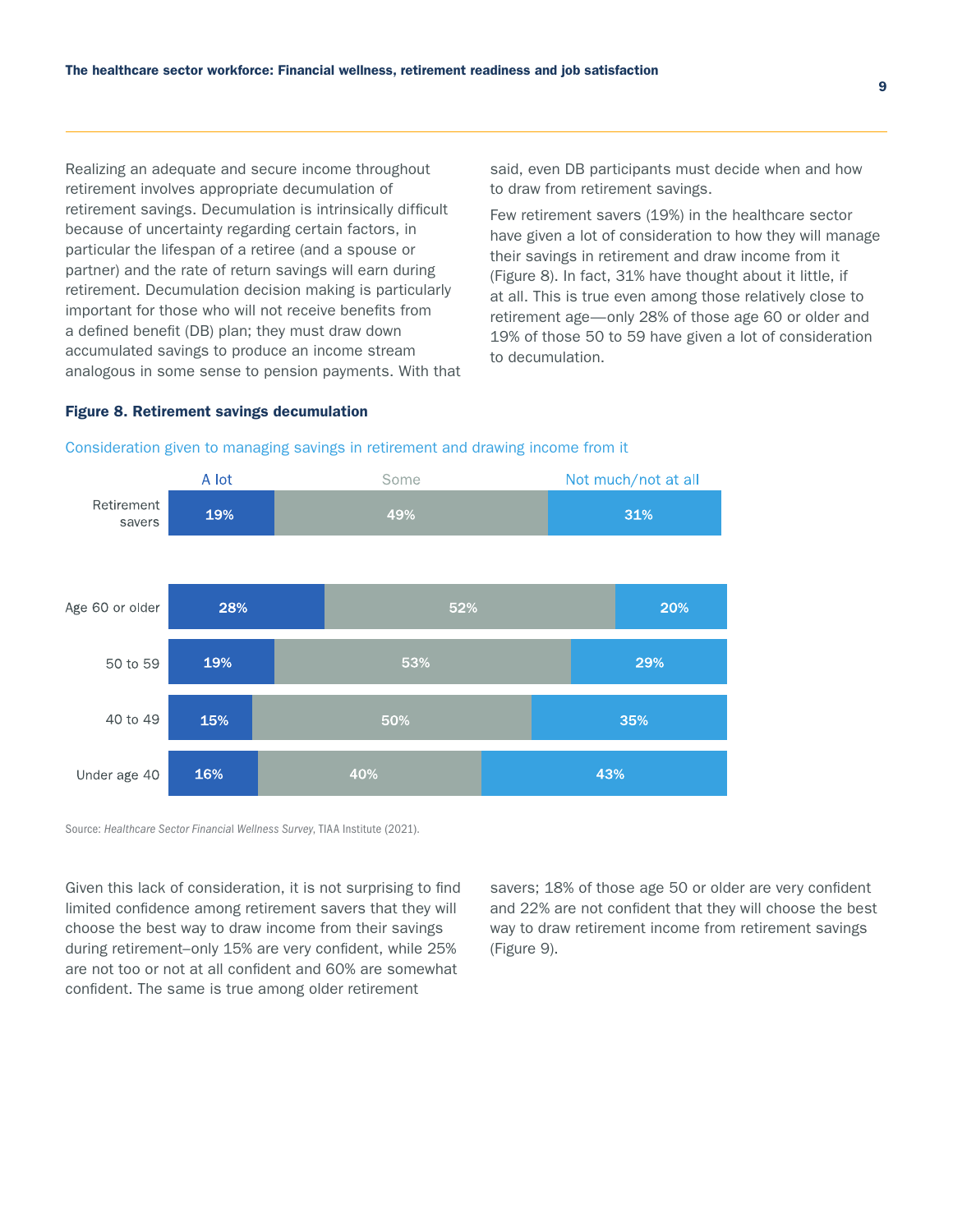Realizing an adequate and secure income throughout retirement involves appropriate decumulation of retirement savings. Decumulation is intrinsically difficult because of uncertainty regarding certain factors, in particular the lifespan of a retiree (and a spouse or partner) and the rate of return savings will earn during retirement. Decumulation decision making is particularly important for those who will not receive benefits from a defined benefit (DB) plan; they must draw down accumulated savings to produce an income stream analogous in some sense to pension payments. With that said, even DB participants must decide when and how to draw from retirement savings.

Few retirement savers (19%) in the healthcare sector have given a lot of consideration to how they will manage their savings in retirement and draw income from it (Figure 8). In fact, 31% have thought about it little, if at all. This is true even among those relatively close to retirement age—only 28% of those age 60 or older and 19% of those 50 to 59 have given a lot of consideration to decumulation.

**Figure 8. Retirement savings decumulation**

Consideration given to managing savings in retirement and drawing income from it

| | A lot | Some | Not much/not at all |
|---|---|---|---|
| Retirement savers | 19% | 49% | 31% |
| Age 60 or older | 28% | 52% | 20% |
| 50 to 59 | 19% | 53% | 29% |
| 40 to 49 | 15% | 50% | 35% |
| Under age 40 | 16% | 40% | 43% |

Source: *Healthcare Sector Financial Wellness Survey*, TIAA Institute (2021).

Given this lack of consideration, it is not surprising to find limited confidence among retirement savers that they will choose the best way to draw income from their savings during retirement–only 15% are very confident, while 25% are not too or not at all confident and 60% are somewhat confident. The same is true among older retirement savers; 18% of those age 50 or older are very confident and 22% are not confident that they will choose the best way to draw retirement income from retirement savings (Figure 9).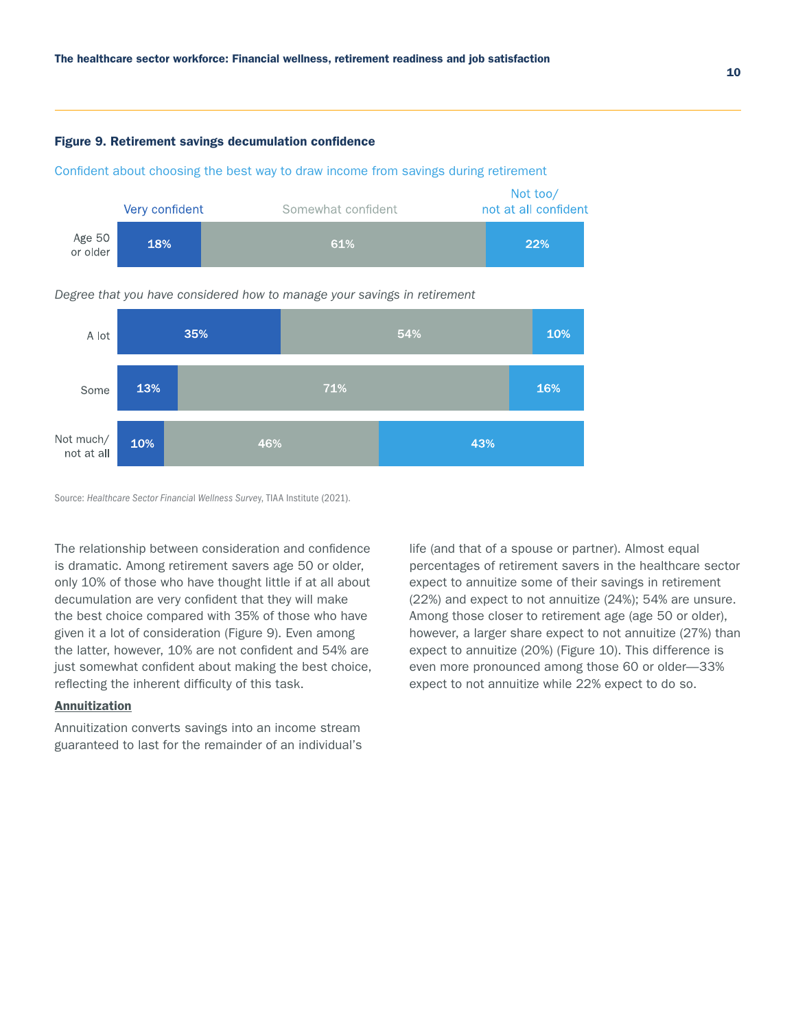**Figure 9. Retirement savings decumulation confidence**

Confident about choosing the best way to draw income from savings during retirement

| | Very confident | Somewhat confident | Not too/ not at all confident |
|---|---|---|---|
| Age 50 or older | 18% | 61% | 22% |

*Degree that you have considered how to manage your savings in retirement*

| | Very confident | Somewhat confident | Not too/ not at all confident |
|---|---|---|---|
| A lot | 35% | 54% | 10% |
| Some | 13% | 71% | 16% |
| Not much/ not at all | 10% | 46% | 43% |

Source: *Healthcare Sector Financial Wellness Survey*, TIAA Institute (2021).

The relationship between consideration and confidence is dramatic. Among retirement savers age 50 or older, only 10% of those who have thought little if at all about decumulation are very confident that they will make the best choice compared with 35% of those who have given it a lot of consideration (Figure 9). Even among the latter, however, 10% are not confident and 54% are just somewhat confident about making the best choice, reflecting the inherent difficulty of this task.

**Annuitization**

Annuitization converts savings into an income stream guaranteed to last for the remainder of an individual's life (and that of a spouse or partner). Almost equal percentages of retirement savers in the healthcare sector expect to annuitize some of their savings in retirement (22%) and expect to not annuitize (24%); 54% are unsure. Among those closer to retirement age (age 50 or older), however, a larger share expect to not annuitize (27%) than expect to annuitize (20%) (Figure 10). This difference is even more pronounced among those 60 or older—33% expect to not annuitize while 22% expect to do so.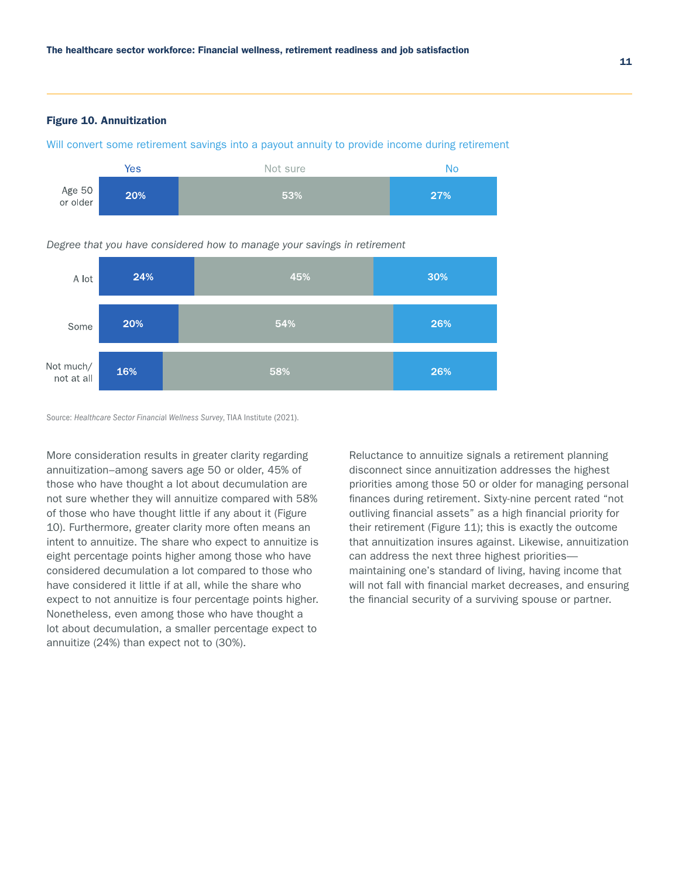**Figure 10. Annuitization**

Will convert some retirement savings into a payout annuity to provide income during retirement

| | Yes | Not sure | No |
|---|---|---|---|
| Age 50 or older | 20% | 53% | 27% |

*Degree that you have considered how to manage your savings in retirement*

| | Yes | Not sure | No |
|---|---|---|---|
| A lot | 24% | 45% | 30% |
| Some | 20% | 54% | 26% |
| Not much/ not at all | 16% | 58% | 26% |

Source: *Healthcare Sector Financial Wellness Survey*, TIAA Institute (2021).

More consideration results in greater clarity regarding annuitization–among savers age 50 or older, 45% of those who have thought a lot about decumulation are not sure whether they will annuitize compared with 58% of those who have thought little if any about it (Figure 10). Furthermore, greater clarity more often means an intent to annuitize. The share who expect to annuitize is eight percentage points higher among those who have considered decumulation a lot compared to those who have considered it little if at all, while the share who expect to not annuitize is four percentage points higher. Nonetheless, even among those who have thought a lot about decumulation, a smaller percentage expect to annuitize (24%) than expect not to (30%).

Reluctance to annuitize signals a retirement planning disconnect since annuitization addresses the highest priorities among those 50 or older for managing personal finances during retirement. Sixty-nine percent rated "not outliving financial assets" as a high financial priority for their retirement (Figure 11); this is exactly the outcome that annuitization insures against. Likewise, annuitization can address the next three highest priorities—maintaining one's standard of living, having income that will not fall with financial market decreases, and ensuring the financial security of a surviving spouse or partner.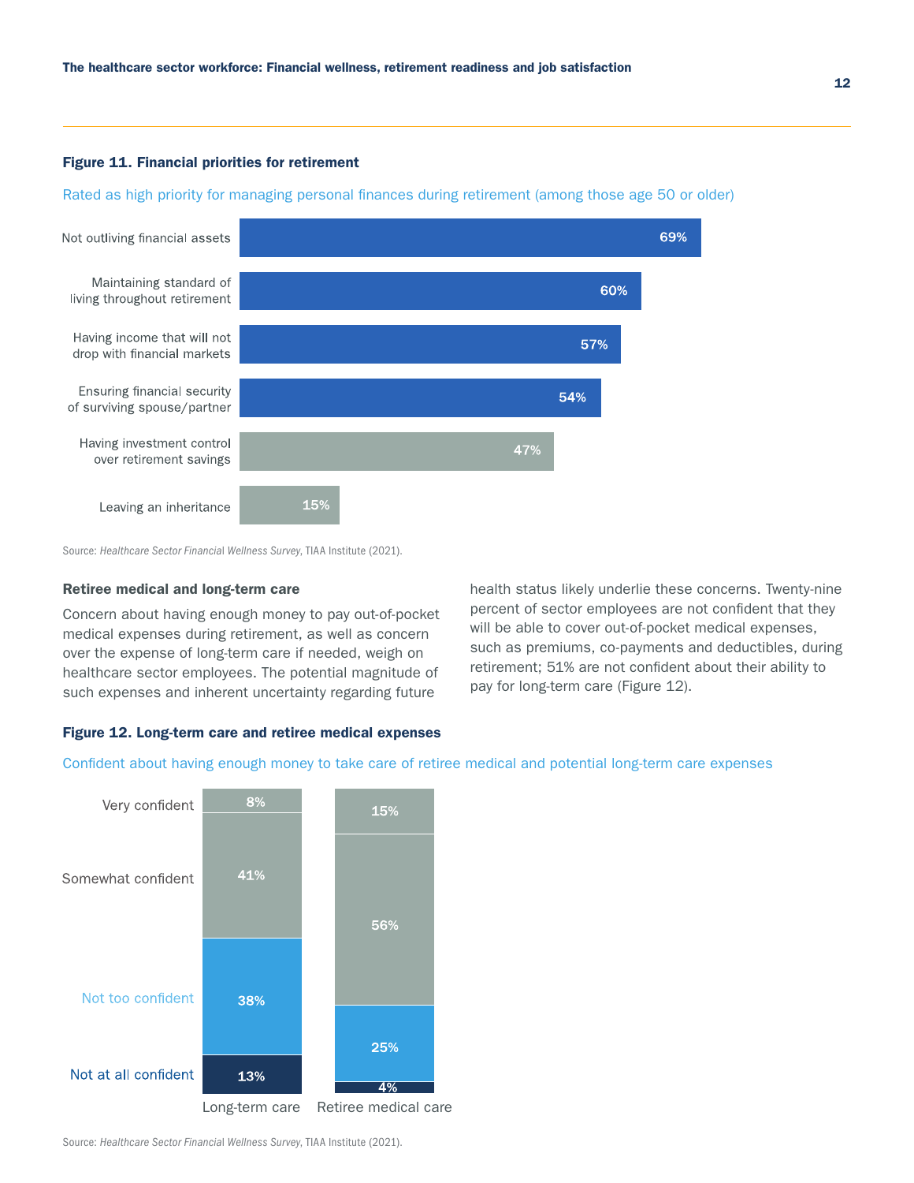**Figure 11. Financial priorities for retirement**

Rated as high priority for managing personal finances during retirement (among those age 50 or older)

| Priority | Percent |
|---|---|
| Not outliving financial assets | 69% |
| Maintaining standard of living throughout retirement | 60% |
| Having income that will not drop with financial markets | 57% |
| Ensuring financial security of surviving spouse/partner | 54% |
| Having investment control over retirement savings | 47% |
| Leaving an inheritance | 15% |

Source: *Healthcare Sector Financial Wellness Survey*, TIAA Institute (2021).

### Retiree medical and long-term care

Concern about having enough money to pay out-of-pocket medical expenses during retirement, as well as concern over the expense of long-term care if needed, weigh on healthcare sector employees. The potential magnitude of such expenses and inherent uncertainty regarding future health status likely underlie these concerns. Twenty-nine percent of sector employees are not confident that they will be able to cover out-of-pocket medical expenses, such as premiums, co-payments and deductibles, during retirement; 51% are not confident about their ability to pay for long-term care (Figure 12).

**Figure 12. Long-term care and retiree medical expenses**

Confident about having enough money to take care of retiree medical and potential long-term care expenses

| | Long-term care | Retiree medical care |
|---|---|---|
| Very confident | 8% | 15% |
| Somewhat confident | 41% | 56% |
| Not too confident | 38% | 25% |
| Not at all confident | 13% | 4% |

Source: *Healthcare Sector Financial Wellness Survey*, TIAA Institute (2021).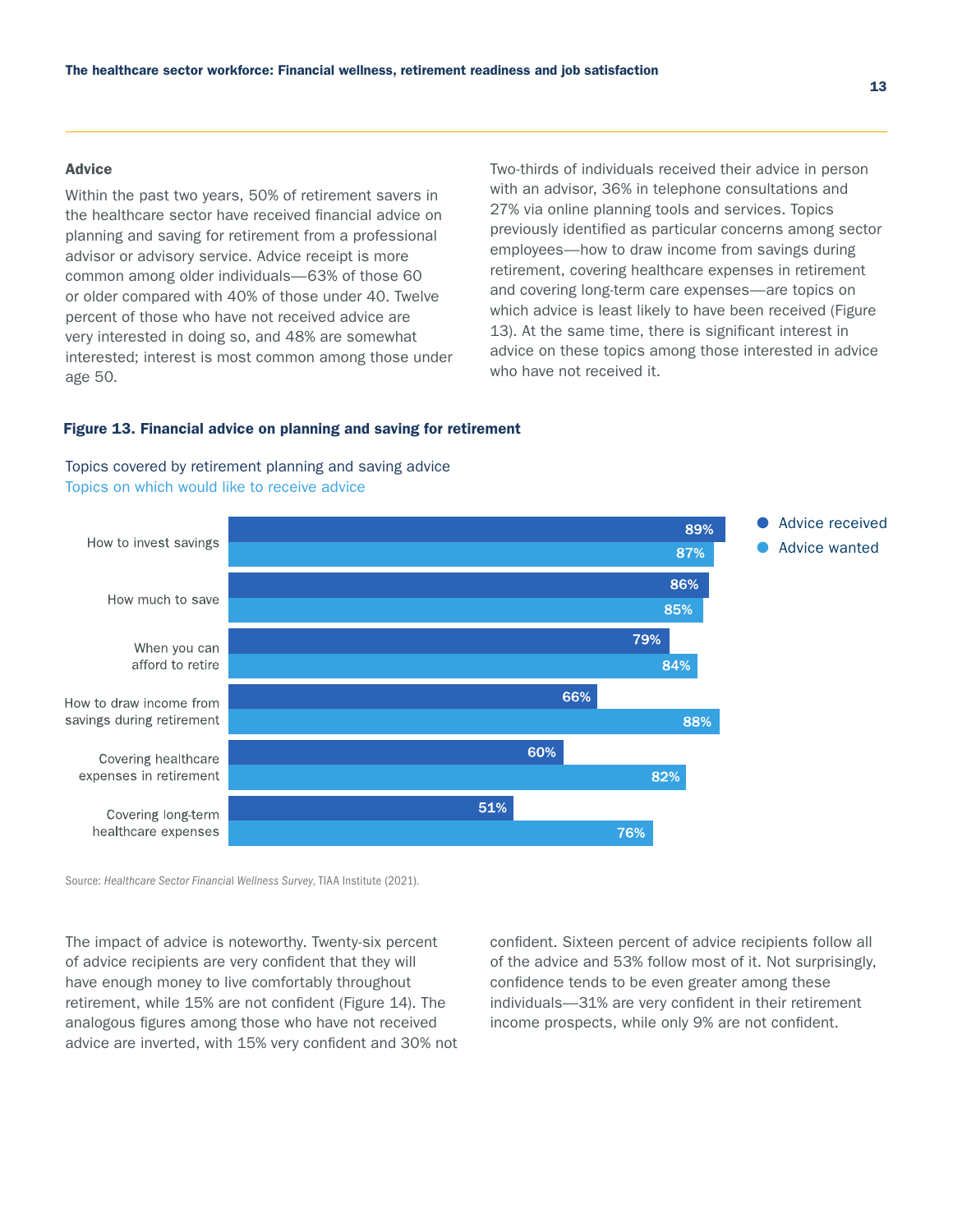### Advice

Within the past two years, 50% of retirement savers in the healthcare sector have received financial advice on planning and saving for retirement from a professional advisor or advisory service. Advice receipt is more common among older individuals—63% of those 60 or older compared with 40% of those under 40. Twelve percent of those who have not received advice are very interested in doing so, and 48% are somewhat interested; interest is most common among those under age 50.

Two-thirds of individuals received their advice in person with an advisor, 36% in telephone consultations and 27% via online planning tools and services. Topics previously identified as particular concerns among sector employees—how to draw income from savings during retirement, covering healthcare expenses in retirement and covering long-term care expenses—are topics on which advice is least likely to have been received (Figure 13). At the same time, there is significant interest in advice on these topics among those interested in advice who have not received it.

**Figure 13. Financial advice on planning and saving for retirement**

Topics covered by retirement planning and saving advice
Topics on which would like to receive advice

| Topic | Advice received | Advice wanted |
|---|---|---|
| How to invest savings | 89% | 87% |
| How much to save | 86% | 85% |
| When you can afford to retire | 79% | 84% |
| How to draw income from savings during retirement | 66% | 88% |
| Covering healthcare expenses in retirement | 60% | 82% |
| Covering long-term healthcare expenses | 51% | 76% |

Source: *Healthcare Sector Financial Wellness Survey*, TIAA Institute (2021).

The impact of advice is noteworthy. Twenty-six percent of advice recipients are very confident that they will have enough money to live comfortably throughout retirement, while 15% are not confident (Figure 14). The analogous figures among those who have not received advice are inverted, with 15% very confident and 30% not confident. Sixteen percent of advice recipients follow all of the advice and 53% follow most of it. Not surprisingly, confidence tends to be even greater among these individuals—31% are very confident in their retirement income prospects, while only 9% are not confident.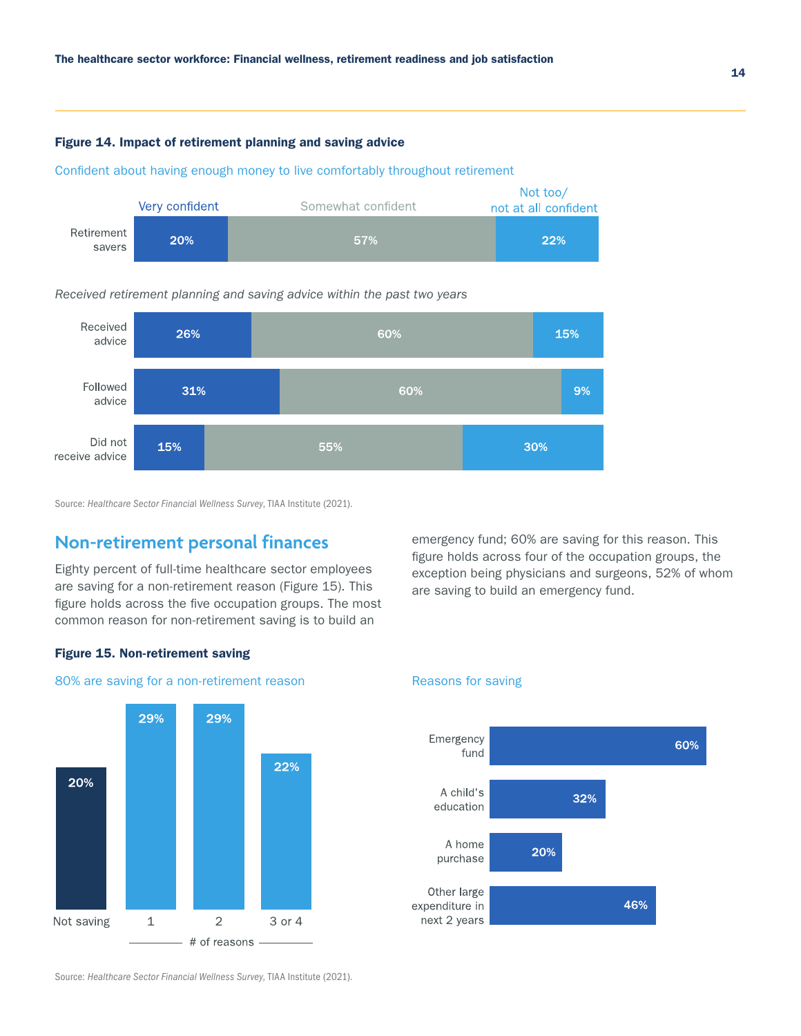**Figure 14. Impact of retirement planning and saving advice**

Confident about having enough money to live comfortably throughout retirement

| | Very confident | Somewhat confident | Not too/ not at all confident |
|---|---|---|---|
| Retirement savers | 20% | 57% | 22% |

*Received retirement planning and saving advice within the past two years*

| | Very confident | Somewhat confident | Not too/ not at all confident |
|---|---|---|---|
| Received advice | 26% | 60% | 15% |
| Followed advice | 31% | 60% | 9% |
| Did not receive advice | 15% | 55% | 30% |

Source: *Healthcare Sector Financial Wellness Survey*, TIAA Institute (2021).

## Non-retirement personal finances

Eighty percent of full-time healthcare sector employees are saving for a non-retirement reason (Figure 15). This figure holds across the five occupation groups. The most common reason for non-retirement saving is to build an emergency fund; 60% are saving for this reason. This figure holds across four of the occupation groups, the exception being physicians and surgeons, 52% of whom are saving to build an emergency fund.

**Figure 15. Non-retirement saving**

80% are saving for a non-retirement reason

| # of reasons | Percent |
|---|---|
| Not saving | 20% |
| 1 | 29% |
| 2 | 29% |
| 3 or 4 | 22% |

Reasons for saving

| Reason | Percent |
|---|---|
| Emergency fund | 60% |
| A child's education | 32% |
| A home purchase | 20% |
| Other large expenditure in next 2 years | 46% |

Source: *Healthcare Sector Financial Wellness Survey*, TIAA Institute (2021).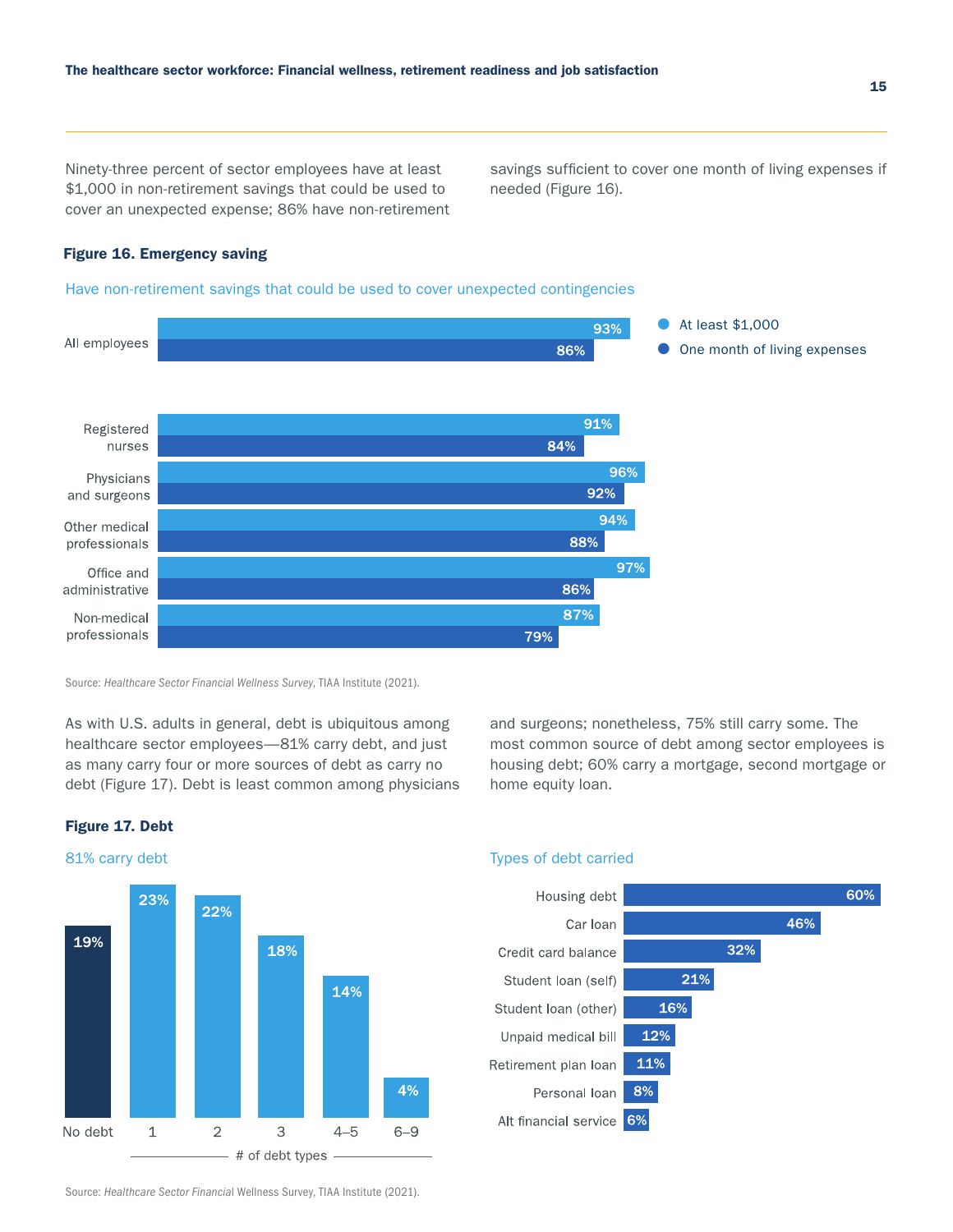Ninety-three percent of sector employees have at least $1,000 in non-retirement savings that could be used to cover an unexpected expense; 86% have non-retirement savings sufficient to cover one month of living expenses if needed (Figure 16).

**Figure 16. Emergency saving**

Have non-retirement savings that could be used to cover unexpected contingencies

| | At least $1,000 | One month of living expenses |
|---|---|---|
| All employees | 93% | 86% |
| Registered nurses | 91% | 84% |
| Physicians and surgeons | 96% | 92% |
| Other medical professionals | 94% | 88% |
| Office and administrative | 97% | 86% |
| Non-medical professionals | 87% | 79% |

Source: *Healthcare Sector Financial Wellness Survey*, TIAA Institute (2021).

As with U.S. adults in general, debt is ubiquitous among healthcare sector employees—81% carry debt, and just as many carry four or more sources of debt as carry no debt (Figure 17). Debt is least common among physicians and surgeons; nonetheless, 75% still carry some. The most common source of debt among sector employees is housing debt; 60% carry a mortgage, second mortgage or home equity loan.

**Figure 17. Debt**

81% carry debt

| # of debt types | Percent |
|---|---|
| No debt | 19% |
| 1 | 23% |
| 2 | 22% |
| 3 | 18% |
| 4–5 | 14% |
| 6–9 | 4% |

Types of debt carried

| Type of debt | Percent |
|---|---|
| Housing debt | 60% |
| Car loan | 46% |
| Credit card balance | 32% |
| Student loan (self) | 21% |
| Student loan (other) | 16% |
| Unpaid medical bill | 12% |
| Retirement plan loan | 11% |
| Personal loan | 8% |
| Alt financial service | 6% |

Source: *Healthcare Sector Financial* Wellness Survey, TIAA Institute (2021).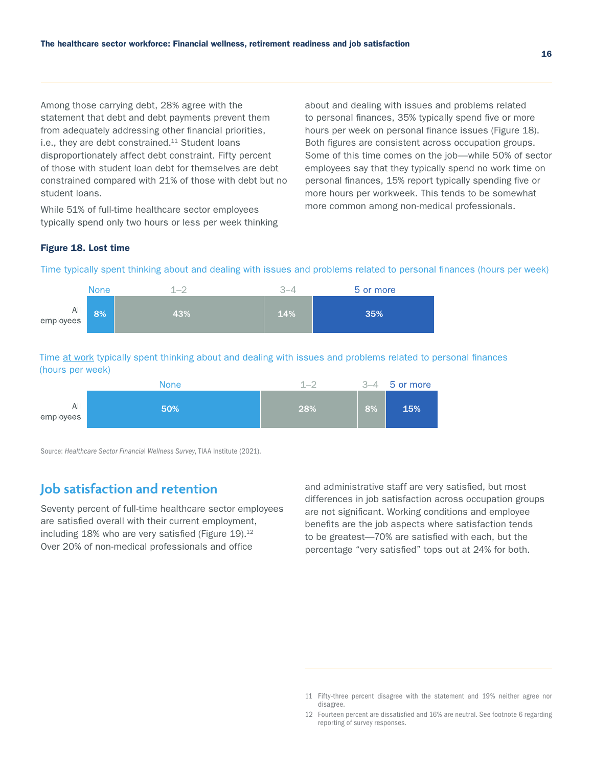Among those carrying debt, 28% agree with the statement that debt and debt payments prevent them from adequately addressing other financial priorities, i.e., they are debt constrained.[11] Student loans disproportionately affect debt constraint. Fifty percent of those with student loan debt for themselves are debt constrained compared with 21% of those with debt but no student loans.

While 51% of full-time healthcare sector employees typically spend only two hours or less per week thinking about and dealing with issues and problems related to personal finances, 35% typically spend five or more hours per week on personal finance issues (Figure 18). Both figures are consistent across occupation groups. Some of this time comes on the job—while 50% of sector employees say that they typically spend no work time on personal finances, 15% report typically spending five or more hours per workweek. This tends to be somewhat more common among non-medical professionals.

**Figure 18. Lost time**

Time typically spent thinking about and dealing with issues and problems related to personal finances (hours per week)

| | None | 1–2 | 3–4 | 5 or more |
|---|---|---|---|---|
| All employees | 8% | 43% | 14% | 35% |

Time at work typically spent thinking about and dealing with issues and problems related to personal finances (hours per week)

| | None | 1–2 | 3–4 | 5 or more |
|---|---|---|---|---|
| All employees | 50% | 28% | 8% | 15% |

Source: *Healthcare Sector Financial Wellness Survey*, TIAA Institute (2021).

## Job satisfaction and retention

Seventy percent of full-time healthcare sector employees are satisfied overall with their current employment, including 18% who are very satisfied (Figure 19).[12] Over 20% of non-medical professionals and office and administrative staff are very satisfied, but most differences in job satisfaction across occupation groups are not significant. Working conditions and employee benefits are the job aspects where satisfaction tends to be greatest—70% are satisfied with each, but the percentage "very satisfied" tops out at 24% for both.

11 Fifty-three percent disagree with the statement and 19% neither agree nor disagree.

12 Fourteen percent are dissatisfied and 16% are neutral. See footnote 6 regarding reporting of survey responses.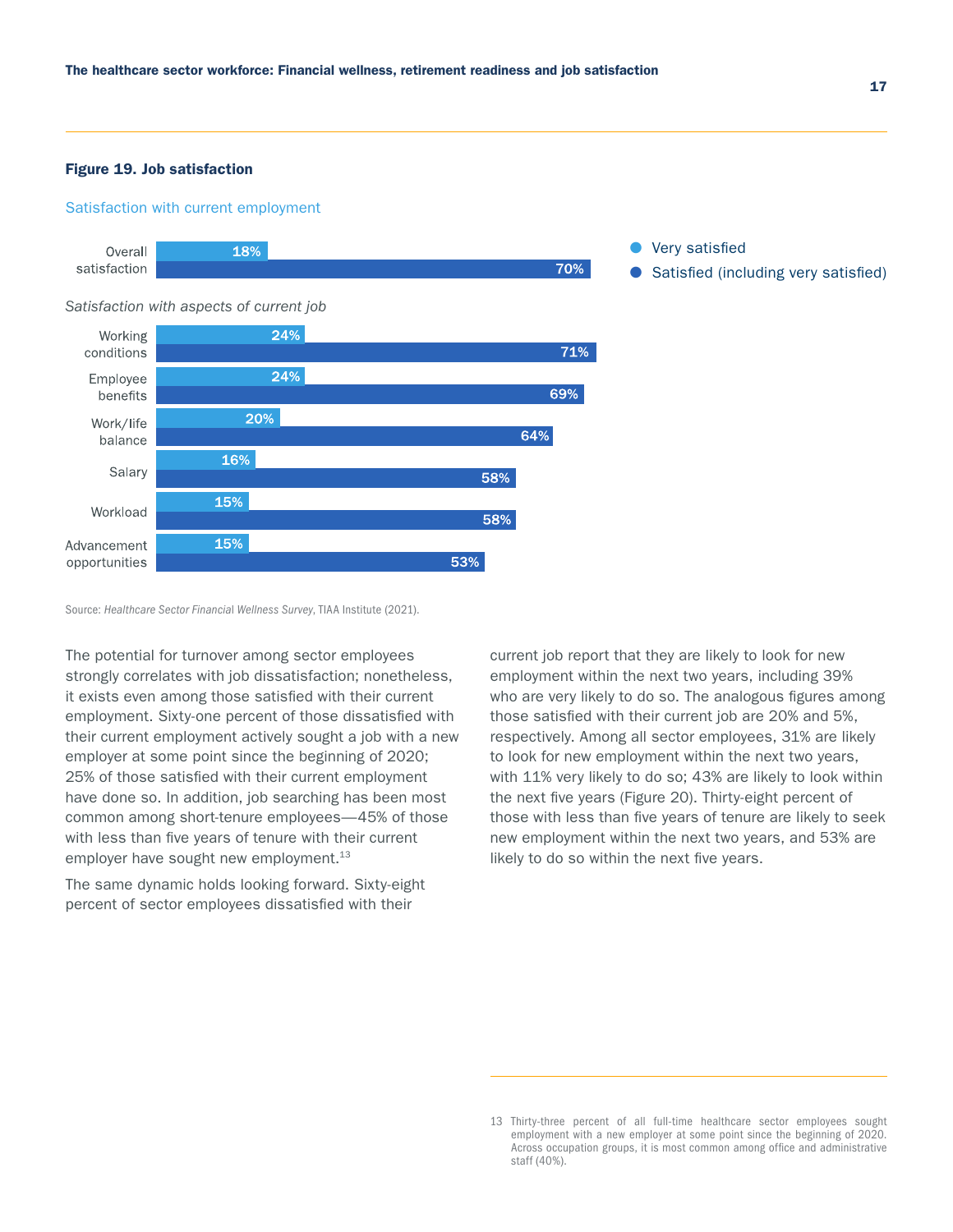**Figure 19. Job satisfaction**

Satisfaction with current employment

| | Very satisfied | Satisfied (including very satisfied) |
|---|---|---|
| Overall satisfaction | 18% | 70% |

*Satisfaction with aspects of current job*

| | Very satisfied | Satisfied (including very satisfied) |
|---|---|---|
| Working conditions | 24% | 71% |
| Employee benefits | 24% | 69% |
| Work/life balance | 20% | 64% |
| Salary | 16% | 58% |
| Workload | 15% | 58% |
| Advancement opportunities | 15% | 53% |

Source: *Healthcare Sector Financial Wellness Survey*, TIAA Institute (2021).

The potential for turnover among sector employees strongly correlates with job dissatisfaction; nonetheless, it exists even among those satisfied with their current employment. Sixty-one percent of those dissatisfied with their current employment actively sought a job with a new employer at some point since the beginning of 2020; 25% of those satisfied with their current employment have done so. In addition, job searching has been most common among short-tenure employees—45% of those with less than five years of tenure with their current employer have sought new employment.[13]

The same dynamic holds looking forward. Sixty-eight percent of sector employees dissatisfied with their current job report that they are likely to look for new employment within the next two years, including 39% who are very likely to do so. The analogous figures among those satisfied with their current job are 20% and 5%, respectively. Among all sector employees, 31% are likely to look for new employment within the next two years, with 11% very likely to do so; 43% are likely to look within the next five years (Figure 20). Thirty-eight percent of those with less than five years of tenure are likely to seek new employment within the next two years, and 53% are likely to do so within the next five years.

13 Thirty-three percent of all full-time healthcare sector employees sought employment with a new employer at some point since the beginning of 2020. Across occupation groups, it is most common among office and administrative staff (40%).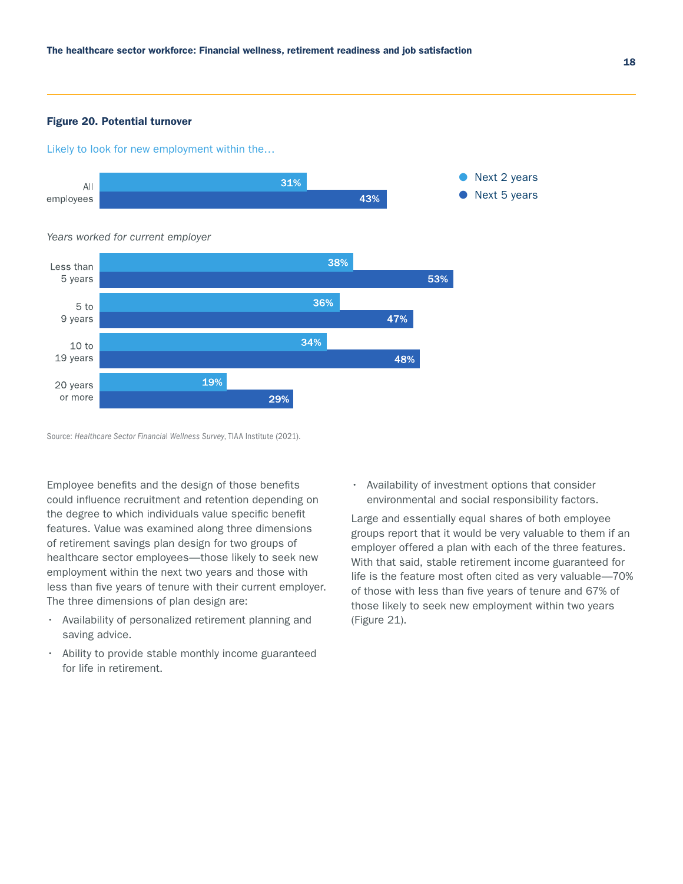**Figure 20. Potential turnover**

Likely to look for new employment within the…

| | Next 2 years | Next 5 years |
|---|---|---|
| All employees | 31% | 43% |
| *Years worked for current employer* | | |
| Less than 5 years | 38% | 53% |
| 5 to 9 years | 36% | 47% |
| 10 to 19 years | 34% | 48% |
| 20 years or more | 19% | 29% |

Source: *Healthcare Sector Financial Wellness Survey*, TIAA Institute (2021).

Employee benefits and the design of those benefits could influence recruitment and retention depending on the degree to which individuals value specific benefit features. Value was examined along three dimensions of retirement savings plan design for two groups of healthcare sector employees—those likely to seek new employment within the next two years and those with less than five years of tenure with their current employer. The three dimensions of plan design are:

- Availability of personalized retirement planning and saving advice.
- Ability to provide stable monthly income guaranteed for life in retirement.
- Availability of investment options that consider environmental and social responsibility factors.

Large and essentially equal shares of both employee groups report that it would be very valuable to them if an employer offered a plan with each of the three features. With that said, stable retirement income guaranteed for life is the feature most often cited as very valuable—70% of those with less than five years of tenure and 67% of those likely to seek new employment within two years (Figure 21).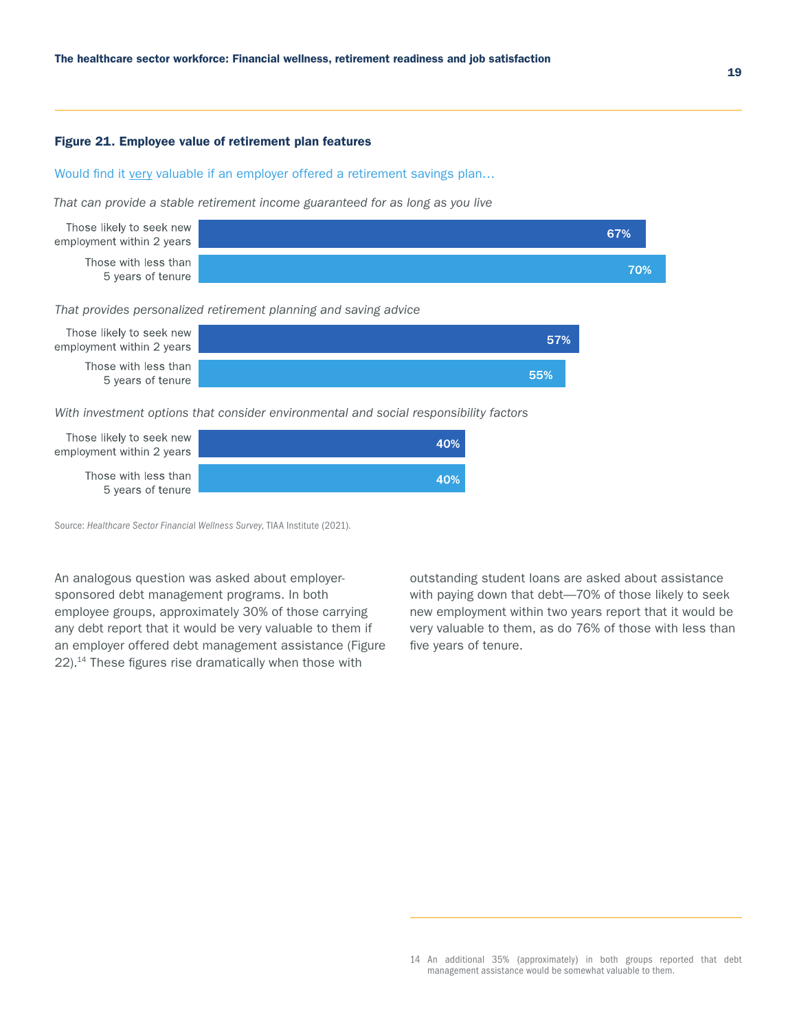**Figure 21. Employee value of retirement plan features**

Would find it very valuable if an employer offered a retirement savings plan…

*That can provide a stable retirement income guaranteed for as long as you live*

| | |
|---|---|
| Those likely to seek new employment within 2 years | 67% |
| Those with less than 5 years of tenure | 70% |

*That provides personalized retirement planning and saving advice*

| | |
|---|---|
| Those likely to seek new employment within 2 years | 57% |
| Those with less than 5 years of tenure | 55% |

*With investment options that consider environmental and social responsibility factors*

| | |
|---|---|
| Those likely to seek new employment within 2 years | 40% |
| Those with less than 5 years of tenure | 40% |

Source: *Healthcare Sector Financial Wellness Survey*, TIAA Institute (2021).

An analogous question was asked about employer-sponsored debt management programs. In both employee groups, approximately 30% of those carrying any debt report that it would be very valuable to them if an employer offered debt management assistance (Figure 22).[14] These figures rise dramatically when those with outstanding student loans are asked about assistance with paying down that debt—70% of those likely to seek new employment within two years report that it would be very valuable to them, as do 76% of those with less than five years of tenure.

14 An additional 35% (approximately) in both groups reported that debt management assistance would be somewhat valuable to them.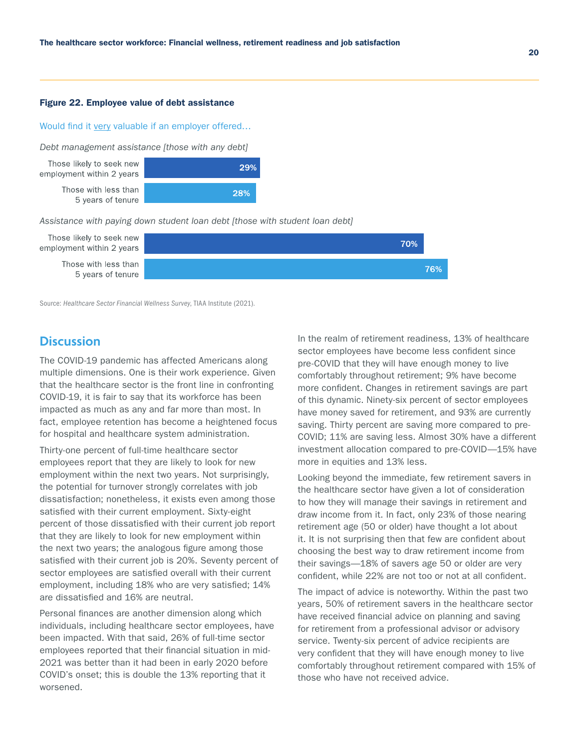**Figure 22. Employee value of debt assistance**

Would find it very valuable if an employer offered…

*Debt management assistance [those with any debt]*

| | |
|---|---|
| Those likely to seek new employment within 2 years | 29% |
| Those with less than 5 years of tenure | 28% |

*Assistance with paying down student loan debt [those with student loan debt]*

| | |
|---|---|
| Those likely to seek new employment within 2 years | 70% |
| Those with less than 5 years of tenure | 76% |

Source: *Healthcare Sector Financial Wellness Survey*, TIAA Institute (2021).

## Discussion

The COVID-19 pandemic has affected Americans along multiple dimensions. One is their work experience. Given that the healthcare sector is the front line in confronting COVID-19, it is fair to say that its workforce has been impacted as much as any and far more than most. In fact, employee retention has become a heightened focus for hospital and healthcare system administration.

Thirty-one percent of full-time healthcare sector employees report that they are likely to look for new employment within the next two years. Not surprisingly, the potential for turnover strongly correlates with job dissatisfaction; nonetheless, it exists even among those satisfied with their current employment. Sixty-eight percent of those dissatisfied with their current job report that they are likely to look for new employment within the next two years; the analogous figure among those satisfied with their current job is 20%. Seventy percent of sector employees are satisfied overall with their current employment, including 18% who are very satisfied; 14% are dissatisfied and 16% are neutral.

Personal finances are another dimension along which individuals, including healthcare sector employees, have been impacted. With that said, 26% of full-time sector employees reported that their financial situation in mid-2021 was better than it had been in early 2020 before COVID's onset; this is double the 13% reporting that it worsened.

In the realm of retirement readiness, 13% of healthcare sector employees have become less confident since pre-COVID that they will have enough money to live comfortably throughout retirement; 9% have become more confident. Changes in retirement savings are part of this dynamic. Ninety-six percent of sector employees have money saved for retirement, and 93% are currently saving. Thirty percent are saving more compared to pre-COVID; 11% are saving less. Almost 30% have a different investment allocation compared to pre-COVID—15% have more in equities and 13% less.

Looking beyond the immediate, few retirement savers in the healthcare sector have given a lot of consideration to how they will manage their savings in retirement and draw income from it. In fact, only 23% of those nearing retirement age (50 or older) have thought a lot about it. It is not surprising then that few are confident about choosing the best way to draw retirement income from their savings—18% of savers age 50 or older are very confident, while 22% are not too or not at all confident.

The impact of advice is noteworthy. Within the past two years, 50% of retirement savers in the healthcare sector have received financial advice on planning and saving for retirement from a professional advisor or advisory service. Twenty-six percent of advice recipients are very confident that they will have enough money to live comfortably throughout retirement compared with 15% of those who have not received advice.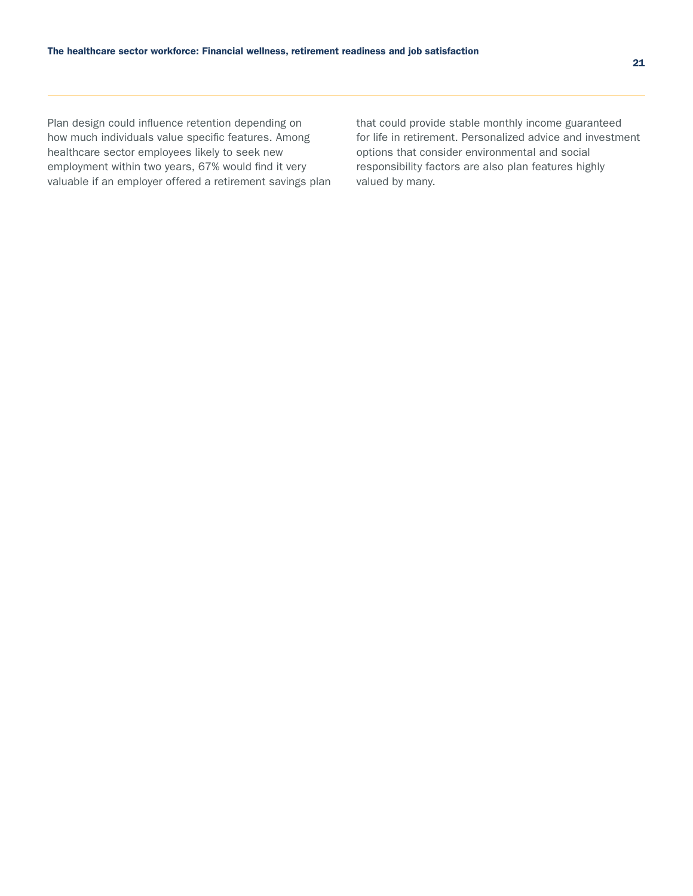Plan design could influence retention depending on how much individuals value specific features. Among healthcare sector employees likely to seek new employment within two years, 67% would find it very valuable if an employer offered a retirement savings plan that could provide stable monthly income guaranteed for life in retirement. Personalized advice and investment options that consider environmental and social responsibility factors are also plan features highly valued by many.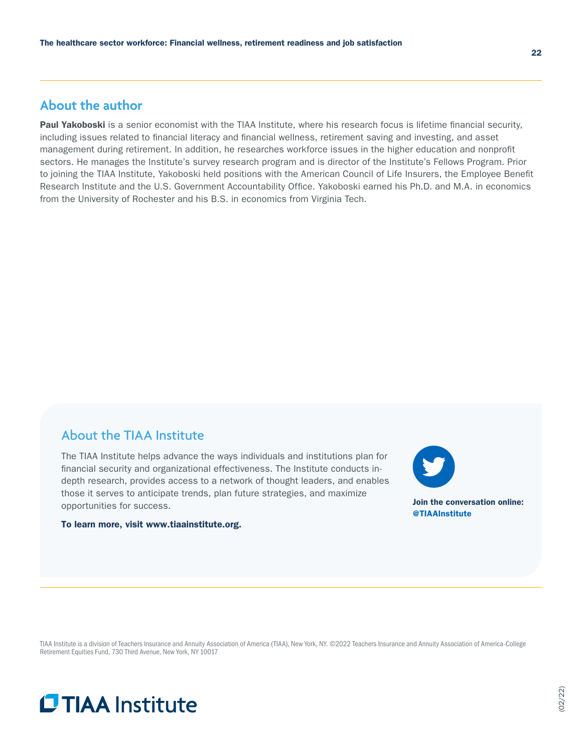## About the author

**Paul Yakoboski** is a senior economist with the TIAA Institute, where his research focus is lifetime financial security, including issues related to financial literacy and financial wellness, retirement saving and investing, and asset management during retirement. In addition, he researches workforce issues in the higher education and nonprofit sectors. He manages the Institute's survey research program and is director of the Institute's Fellows Program. Prior to joining the TIAA Institute, Yakoboski held positions with the American Council of Life Insurers, the Employee Benefit Research Institute and the U.S. Government Accountability Office. Yakoboski earned his Ph.D. and M.A. in economics from the University of Rochester and his B.S. in economics from Virginia Tech.

## About the TIAA Institute

The TIAA Institute helps advance the ways individuals and institutions plan for financial security and organizational effectiveness. The Institute conducts in-depth research, provides access to a network of thought leaders, and enables those it serves to anticipate trends, plan future strategies, and maximize opportunities for success.

**To learn more, visit www.tiaainstitute.org.**

**Join the conversation online:**
**@TIAAInstitute**

TIAA Institute is a division of Teachers Insurance and Annuity Association of America (TIAA), New York, NY. ©2022 Teachers Insurance and Annuity Association of America-College Retirement Equities Fund, 730 Third Avenue, New York, NY 10017

TIAA Institute

(02/22)